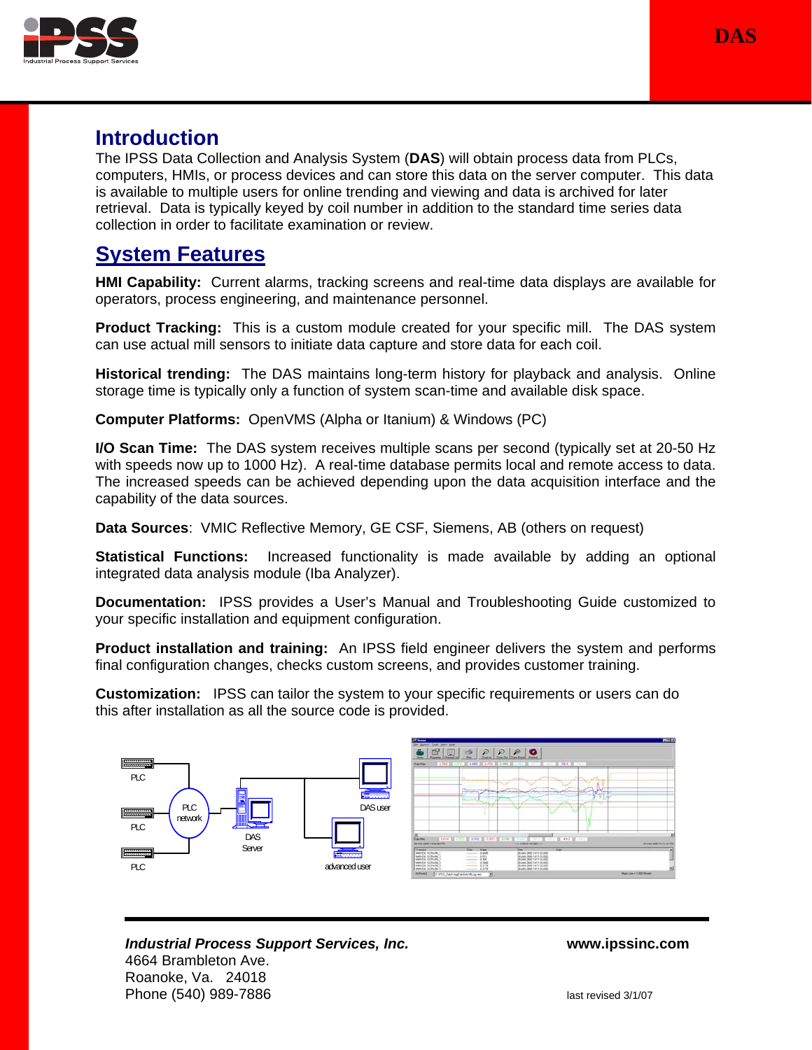# Introduction

The IPSS Data Collection and Analysis System (**DAS**) will obtain process data from PLCs, computers, HMIs, or process devices and can store this data on the server computer. This data is available to multiple users for online trending and viewing and data is archived for later retrieval. Data is typically keyed by coil number in addition to the standard time series data collection in order to facilitate examination or review.

# System Features

**HMI Capability:** Current alarms, tracking screens and real-time data displays are available for operators, process engineering, and maintenance personnel.

**Product Tracking:** This is a custom module created for your specific mill. The DAS system can use actual mill sensors to initiate data capture and store data for each coil.

**Historical trending:** The DAS maintains long-term history for playback and analysis. Online storage time is typically only a function of system scan-time and available disk space.

**Computer Platforms:** OpenVMS (Alpha or Itanium) & Windows (PC)

**I/O Scan Time:** The DAS system receives multiple scans per second (typically set at 20-50 Hz with speeds now up to 1000 Hz). A real-time database permits local and remote access to data. The increased speeds can be achieved depending upon the data acquisition interface and the capability of the data sources.

**Data Sources**: VMIC Reflective Memory, GE CSF, Siemens, AB (others on request)

**Statistical Functions:** Increased functionality is made available by adding an optional integrated data analysis module (Iba Analyzer).

**Documentation:** IPSS provides a User's Manual and Troubleshooting Guide customized to your specific installation and equipment configuration.

**Product installation and training:** An IPSS field engineer delivers the system and performs final configuration changes, checks custom screens, and provides customer training.

**Customization:** IPSS can tailor the system to your specific requirements or users can do this after installation as all the source code is provided.

PLC
PLC
PLC
PLC network
DAS Server
DAS user
advanced user

***Industrial Process Support Services, Inc.***
4664 Brambleton Ave.
Roanoke, Va. 24018
Phone (540) 989-7886

**www.ipssinc.com**

last revised 3/1/07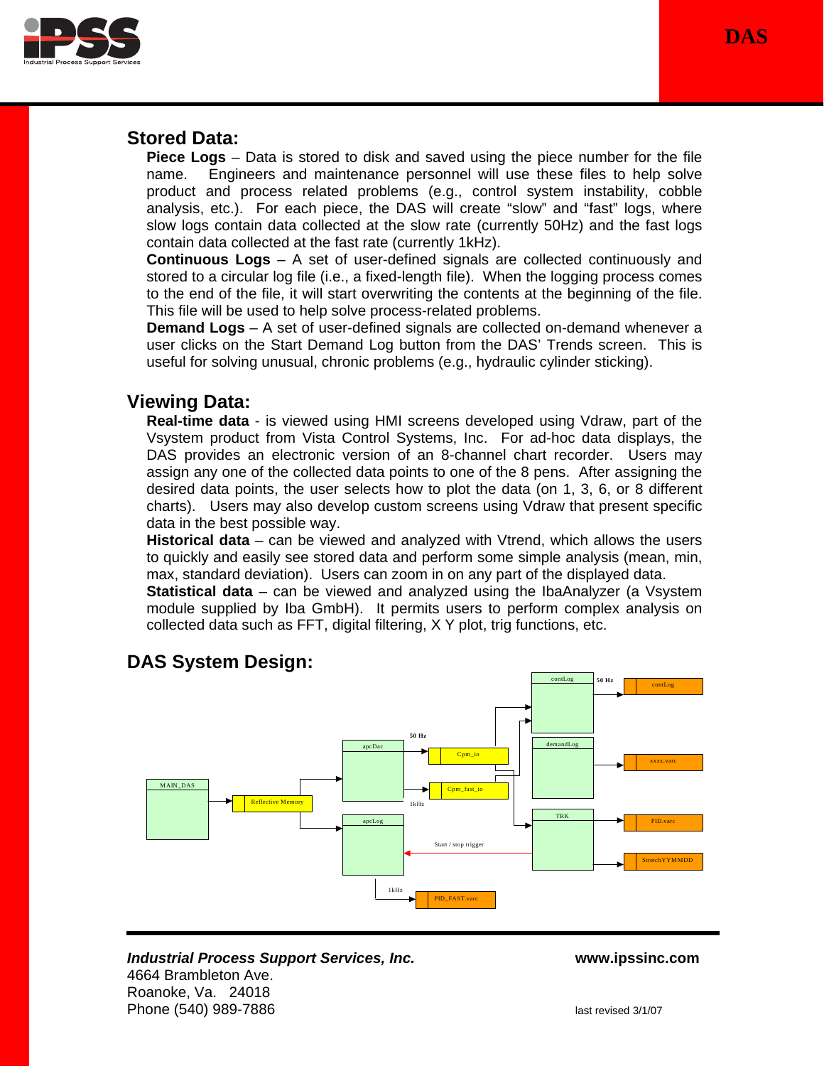## Stored Data:

**Piece Logs** – Data is stored to disk and saved using the piece number for the file name. Engineers and maintenance personnel will use these files to help solve product and process related problems (e.g., control system instability, cobble analysis, etc.). For each piece, the DAS will create "slow" and "fast" logs, where slow logs contain data collected at the slow rate (currently 50Hz) and the fast logs contain data collected at the fast rate (currently 1kHz).

**Continuous Logs** – A set of user-defined signals are collected continuously and stored to a circular log file (i.e., a fixed-length file). When the logging process comes to the end of the file, it will start overwriting the contents at the beginning of the file. This file will be used to help solve process-related problems.

**Demand Logs** – A set of user-defined signals are collected on-demand whenever a user clicks on the Start Demand Log button from the DAS' Trends screen. This is useful for solving unusual, chronic problems (e.g., hydraulic cylinder sticking).

## Viewing Data:

**Real-time data** - is viewed using HMI screens developed using Vdraw, part of the Vsystem product from Vista Control Systems, Inc. For ad-hoc data displays, the DAS provides an electronic version of an 8-channel chart recorder. Users may assign any one of the collected data points to one of the 8 pens. After assigning the desired data points, the user selects how to plot the data (on 1, 3, 6, or 8 different charts). Users may also develop custom screens using Vdraw that present specific data in the best possible way.

**Historical data** – can be viewed and analyzed with Vtrend, which allows the users to quickly and easily see stored data and perform some simple analysis (mean, min, max, standard deviation). Users can zoom in on any part of the displayed data.

**Statistical data** – can be viewed and analyzed using the IbaAnalyzer (a Vsystem module supplied by Iba GmbH). It permits users to perform complex analysis on collected data such as FFT, digital filtering, X Y plot, trig functions, etc.

## DAS System Design:

MAIN_DAS → Reflective Memory → apcDac, apcLog

apcDac → 50 Hz → Cpm_io; 1kHz → Cpm_fast_io

Cpm_io, Cpm_fast_io → contLog, demandLog, TRK

contLog → 50 Hz → contLog

demandLog → xxxx.varc

TRK → PID.varc, StretchYYMMDD

TRK → Start / stop trigger → apcLog

apcLog → 1kHz → PID_FAST.varc

***Industrial Process Support Services, Inc.***
4664 Brambleton Ave.
Roanoke, Va. 24018
Phone (540) 989-7886

**www.ipssinc.com**

last revised 3/1/07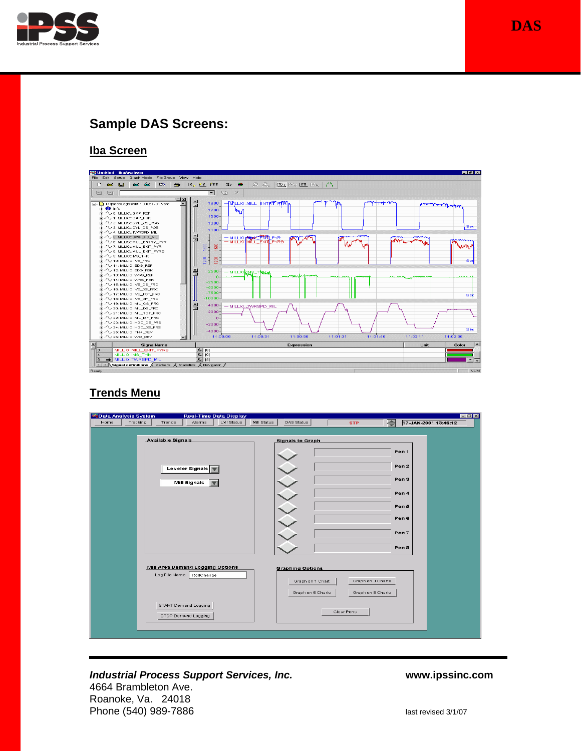## Sample DAS Screens:

### Iba Screen

### Trends Menu

***Industrial Process Support Services, Inc.***
4664 Brambleton Ave.
Roanoke, Va. 24018
Phone (540) 989-7886

**www.ipssinc.com**

last revised 3/1/07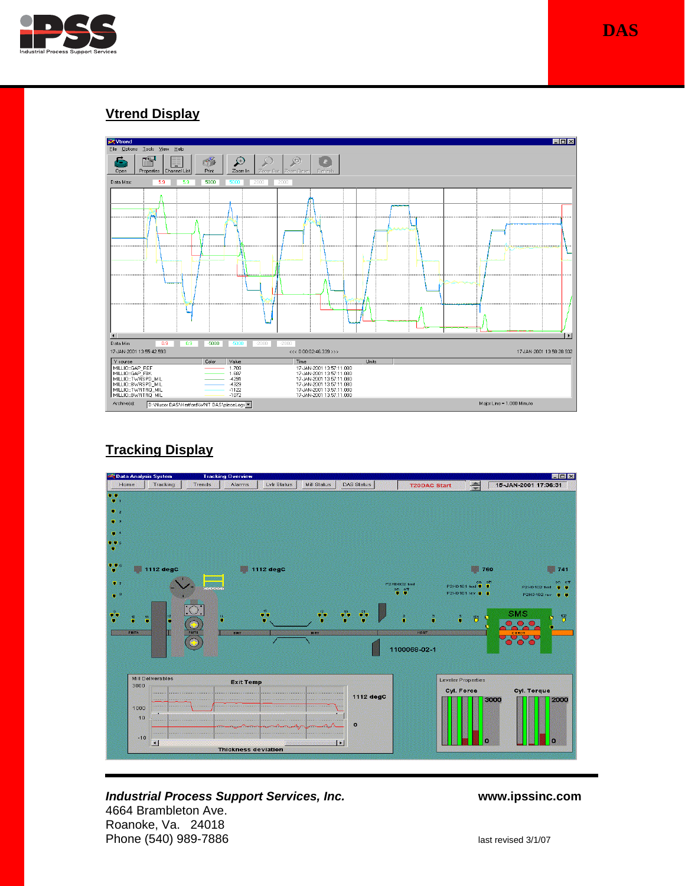## Vtrend Display

## Tracking Display

**_Industrial Process Support Services, Inc._**
4664 Brambleton Ave.
Roanoke, Va. 24018
Phone (540) 989-7886

**www.ipssinc.com**

last revised 3/1/07